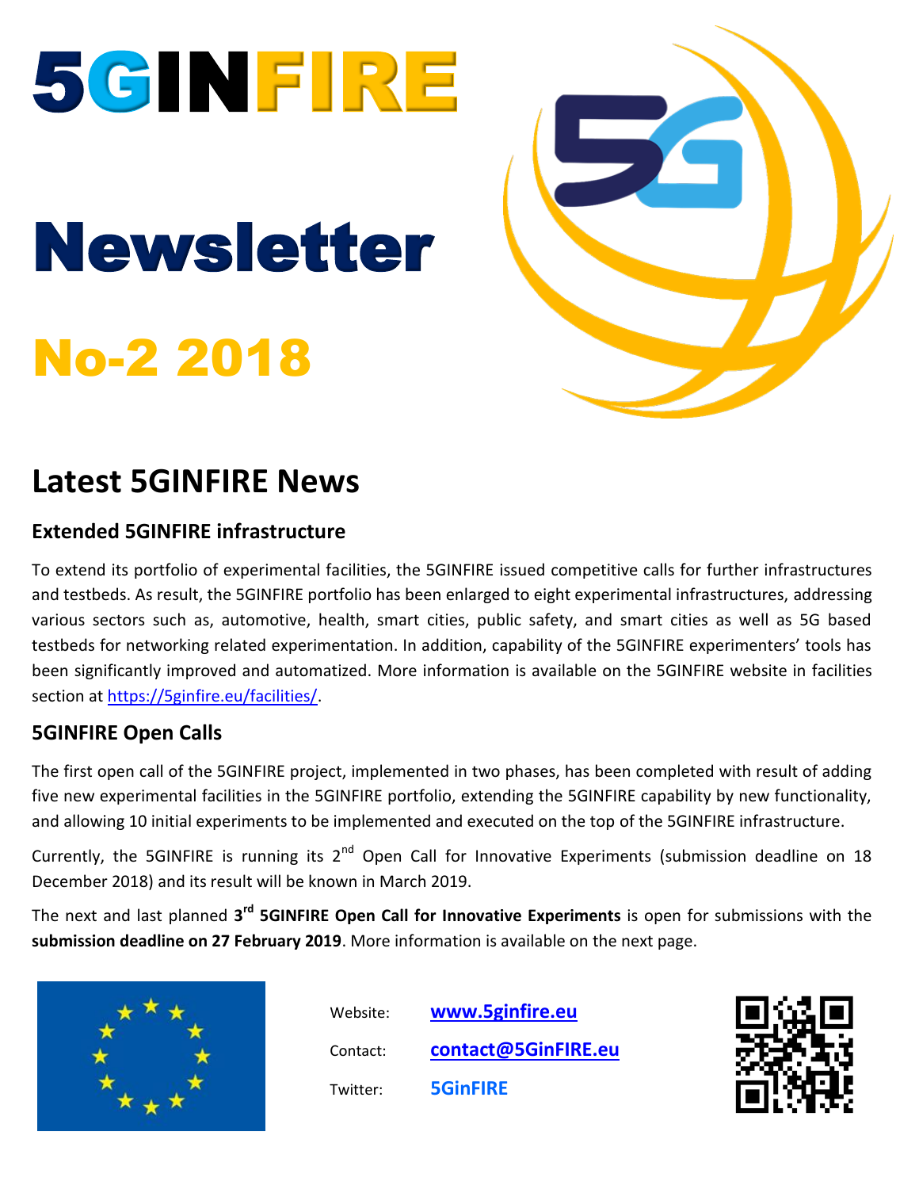# 5GINFIRE

# Newsletter

# No-2 2018

## Latest 5GINFIRE News

### Extended 5GINFIRE infrastructure

To extend its portfolio of experimental facilities, the 5GINFIRE issued competitive calls for further infrastructures and testbeds. As result, the 5GINFIRE portfolio has been enlarged to eight experimental infrastructures, addressing various sectors such as, automotive, health, smart cities, public safety, and smart cities as well as 5G based testbeds for networking related experimentation. In addition, capability of the 5GINFIRE experimenters' tools has been significantly improved and automatized. More information is available on the 5GINFIRE website in facilities section at https://5ginfire.eu/facilities/.

### 5GINFIRE Open Calls

The first open call of the 5GINFIRE project, implemented in two phases, has been completed with result of adding five new experimental facilities in the 5GINFIRE portfolio, extending the 5GINFIRE capability by new functionality, and allowing 10 initial experiments to be implemented and executed on the top of the 5GINFIRE infrastructure.

Currently, the 5GINFIRE is running its 2nd Open Call for Innovative Experiments (submission deadline on 18 December 2018) and its result will be known in March 2019.

The next and last planned **3rd 5GINFIRE Open Call for Innovative Experiments** is open for submissions with the **submission deadline on 27 February 2019**. More information is available on the next page.

Website: **www.5ginfire.eu**

Contact: **contact@5GinFIRE.eu**

Twitter: **5GinFIRE**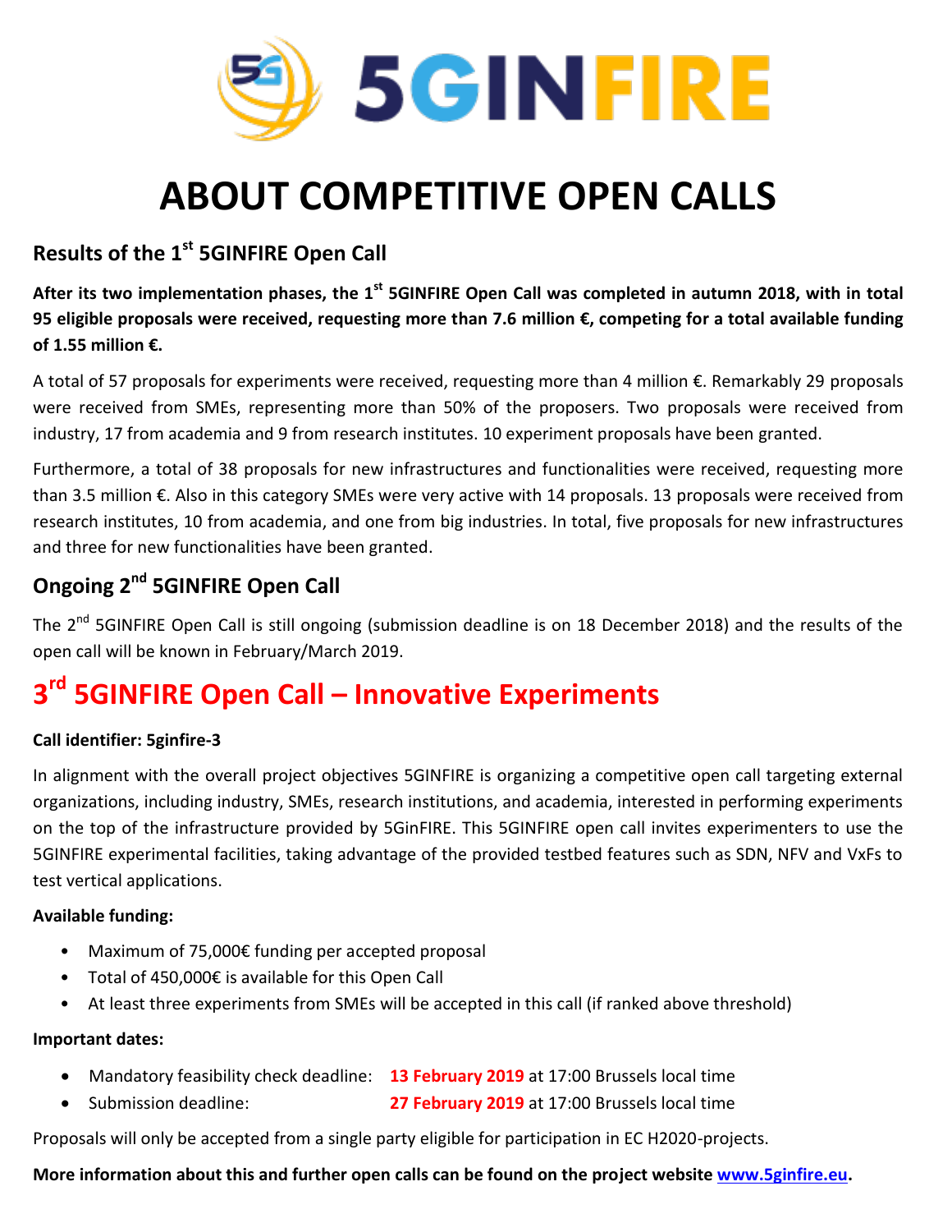# ABOUT COMPETITIVE OPEN CALLS

## Results of the 1st 5GINFIRE Open Call

**After its two implementation phases, the 1st 5GINFIRE Open Call was completed in autumn 2018, with in total 95 eligible proposals were received, requesting more than 7.6 million €, competing for a total available funding of 1.55 million €.**

A total of 57 proposals for experiments were received, requesting more than 4 million €. Remarkably 29 proposals were received from SMEs, representing more than 50% of the proposers. Two proposals were received from industry, 17 from academia and 9 from research institutes. 10 experiment proposals have been granted.

Furthermore, a total of 38 proposals for new infrastructures and functionalities were received, requesting more than 3.5 million €. Also in this category SMEs were very active with 14 proposals. 13 proposals were received from research institutes, 10 from academia, and one from big industries. In total, five proposals for new infrastructures and three for new functionalities have been granted.

## Ongoing 2nd 5GINFIRE Open Call

The 2nd 5GINFIRE Open Call is still ongoing (submission deadline is on 18 December 2018) and the results of the open call will be known in February/March 2019.

## 3rd 5GINFIRE Open Call – Innovative Experiments

**Call identifier: 5ginfire-3**

In alignment with the overall project objectives 5GINFIRE is organizing a competitive open call targeting external organizations, including industry, SMEs, research institutions, and academia, interested in performing experiments on the top of the infrastructure provided by 5GinFIRE. This 5GINFIRE open call invites experimenters to use the 5GINFIRE experimental facilities, taking advantage of the provided testbed features such as SDN, NFV and VxFs to test vertical applications.

**Available funding:**

- Maximum of 75,000€ funding per accepted proposal
- Total of 450,000€ is available for this Open Call
- At least three experiments from SMEs will be accepted in this call (if ranked above threshold)

**Important dates:**

- Mandatory feasibility check deadline: **13 February 2019** at 17:00 Brussels local time
- Submission deadline: **27 February 2019** at 17:00 Brussels local time

Proposals will only be accepted from a single party eligible for participation in EC H2020-projects.

**More information about this and further open calls can be found on the project website [www.5ginfire.eu](http://www.5ginfire.eu).**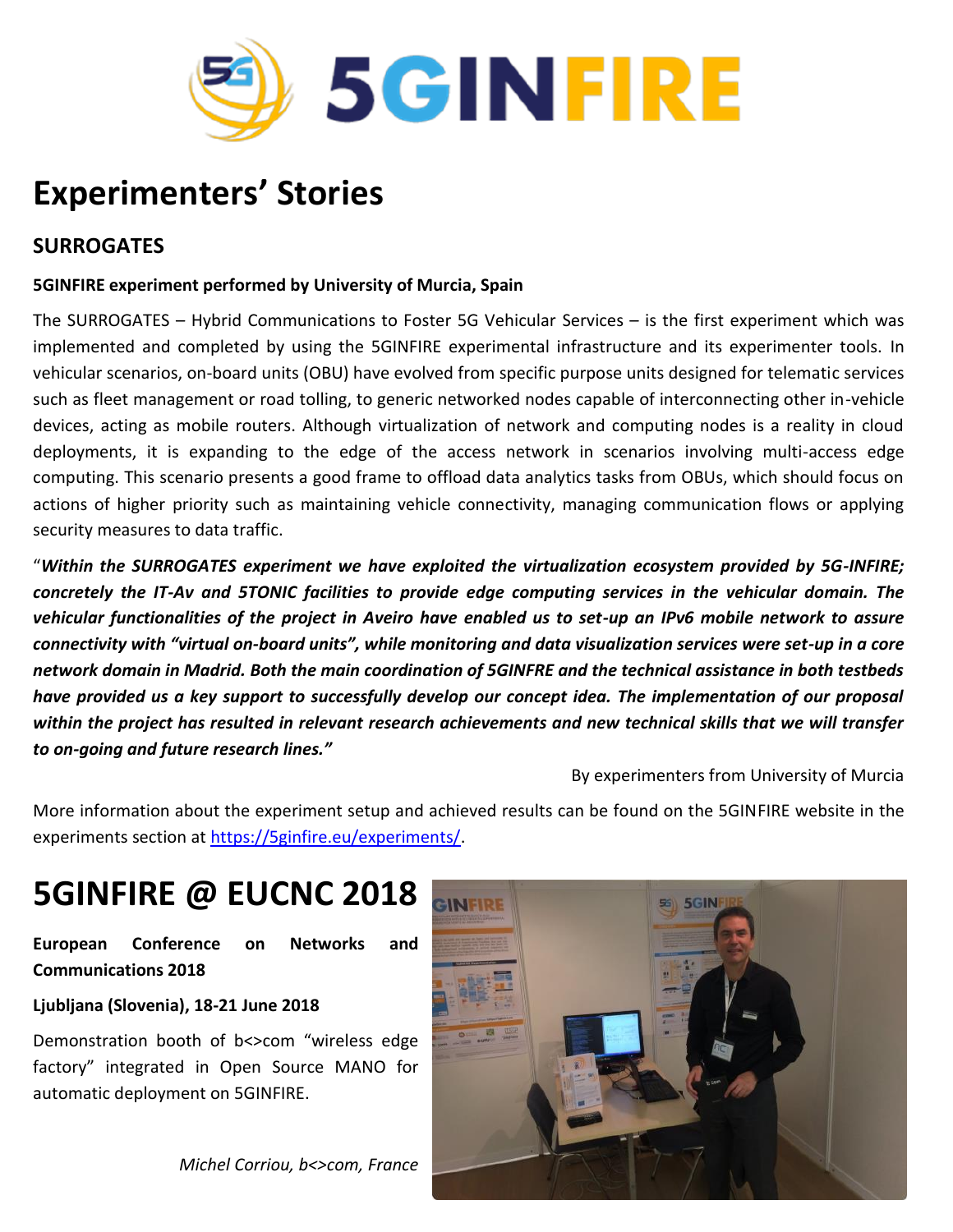# Experimenters' Stories

## SURROGATES

**5GINFIRE experiment performed by University of Murcia, Spain**

The SURROGATES – Hybrid Communications to Foster 5G Vehicular Services – is the first experiment which was implemented and completed by using the 5GINFIRE experimental infrastructure and its experimenter tools. In vehicular scenarios, on-board units (OBU) have evolved from specific purpose units designed for telematic services such as fleet management or road tolling, to generic networked nodes capable of interconnecting other in-vehicle devices, acting as mobile routers. Although virtualization of network and computing nodes is a reality in cloud deployments, it is expanding to the edge of the access network in scenarios involving multi-access edge computing. This scenario presents a good frame to offload data analytics tasks from OBUs, which should focus on actions of higher priority such as maintaining vehicle connectivity, managing communication flows or applying security measures to data traffic.

"***Within the SURROGATES experiment we have exploited the virtualization ecosystem provided by 5G-INFIRE; concretely the IT-Av and 5TONIC facilities to provide edge computing services in the vehicular domain. The vehicular functionalities of the project in Aveiro have enabled us to set-up an IPv6 mobile network to assure connectivity with "virtual on-board units", while monitoring and data visualization services were set-up in a core network domain in Madrid. Both the main coordination of 5GINFRE and the technical assistance in both testbeds have provided us a key support to successfully develop our concept idea. The implementation of our proposal within the project has resulted in relevant research achievements and new technical skills that we will transfer to on-going and future research lines."***

By experimenters from University of Murcia

More information about the experiment setup and achieved results can be found on the 5GINFIRE website in the experiments section at https://5ginfire.eu/experiments/.

# 5GINFIRE @ EUCNC 2018

**European Conference on Networks and Communications 2018**

**Ljubljana (Slovenia), 18-21 June 2018**

Demonstration booth of b<>com "wireless edge factory" integrated in Open Source MANO for automatic deployment on 5GINFIRE.

*Michel Corriou, b<>com, France*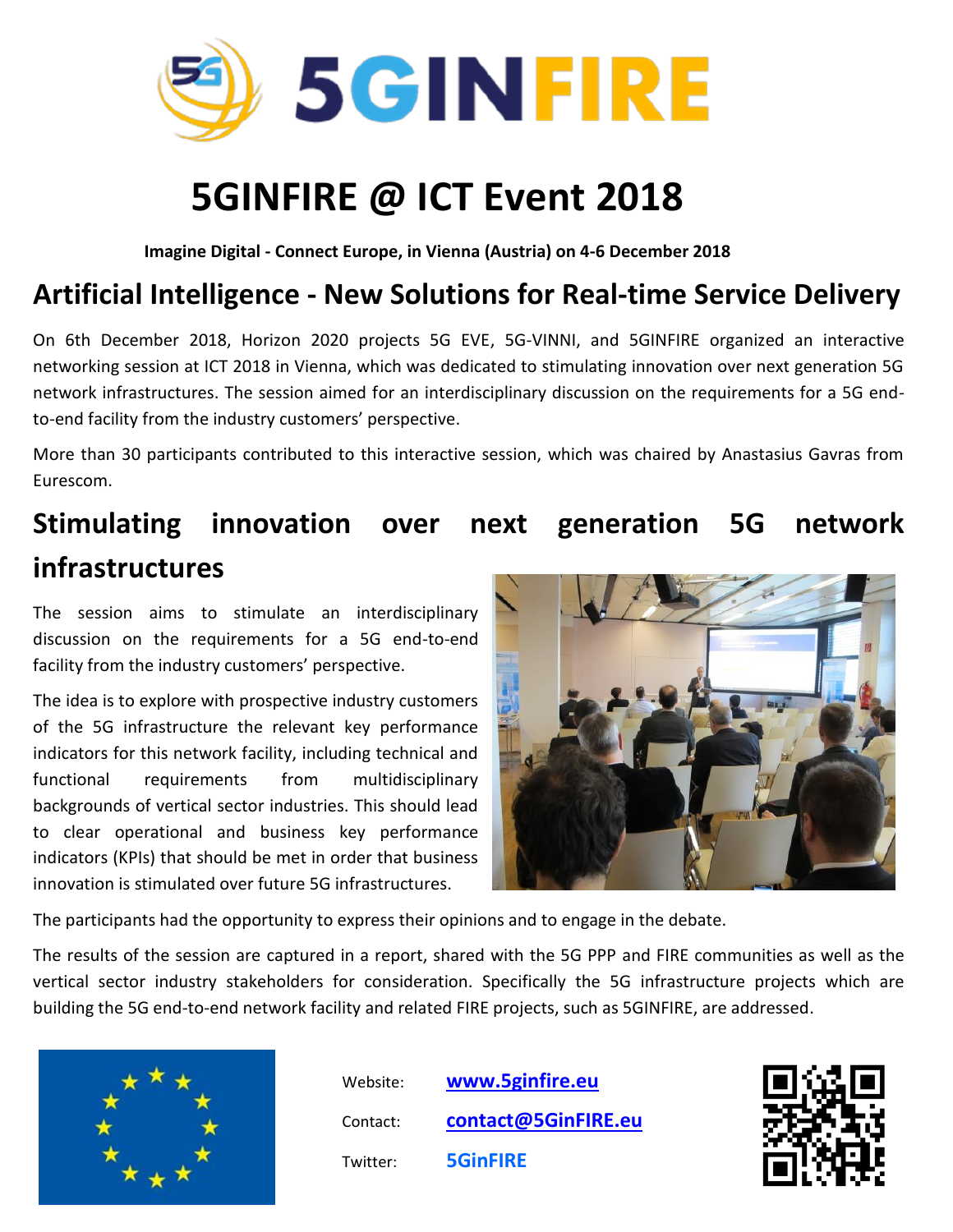# 5GINFIRE @ ICT Event 2018

**Imagine Digital - Connect Europe, in Vienna (Austria) on 4-6 December 2018**

## Artificial Intelligence - New Solutions for Real-time Service Delivery

On 6th December 2018, Horizon 2020 projects 5G EVE, 5G-VINNI, and 5GINFIRE organized an interactive networking session at ICT 2018 in Vienna, which was dedicated to stimulating innovation over next generation 5G network infrastructures. The session aimed for an interdisciplinary discussion on the requirements for a 5G end-to-end facility from the industry customers' perspective.

More than 30 participants contributed to this interactive session, which was chaired by Anastasius Gavras from Eurescom.

## Stimulating innovation over next generation 5G network infrastructures

The session aims to stimulate an interdisciplinary discussion on the requirements for a 5G end-to-end facility from the industry customers' perspective.

The idea is to explore with prospective industry customers of the 5G infrastructure the relevant key performance indicators for this network facility, including technical and functional requirements from multidisciplinary backgrounds of vertical sector industries. This should lead to clear operational and business key performance indicators (KPIs) that should be met in order that business innovation is stimulated over future 5G infrastructures.

The participants had the opportunity to express their opinions and to engage in the debate.

The results of the session are captured in a report, shared with the 5G PPP and FIRE communities as well as the vertical sector industry stakeholders for consideration. Specifically the 5G infrastructure projects which are building the 5G end-to-end network facility and related FIRE projects, such as 5GINFIRE, are addressed.

Website: **www.5ginfire.eu**

Contact: **contact@5GinFIRE.eu**

Twitter: **5GinFIRE**